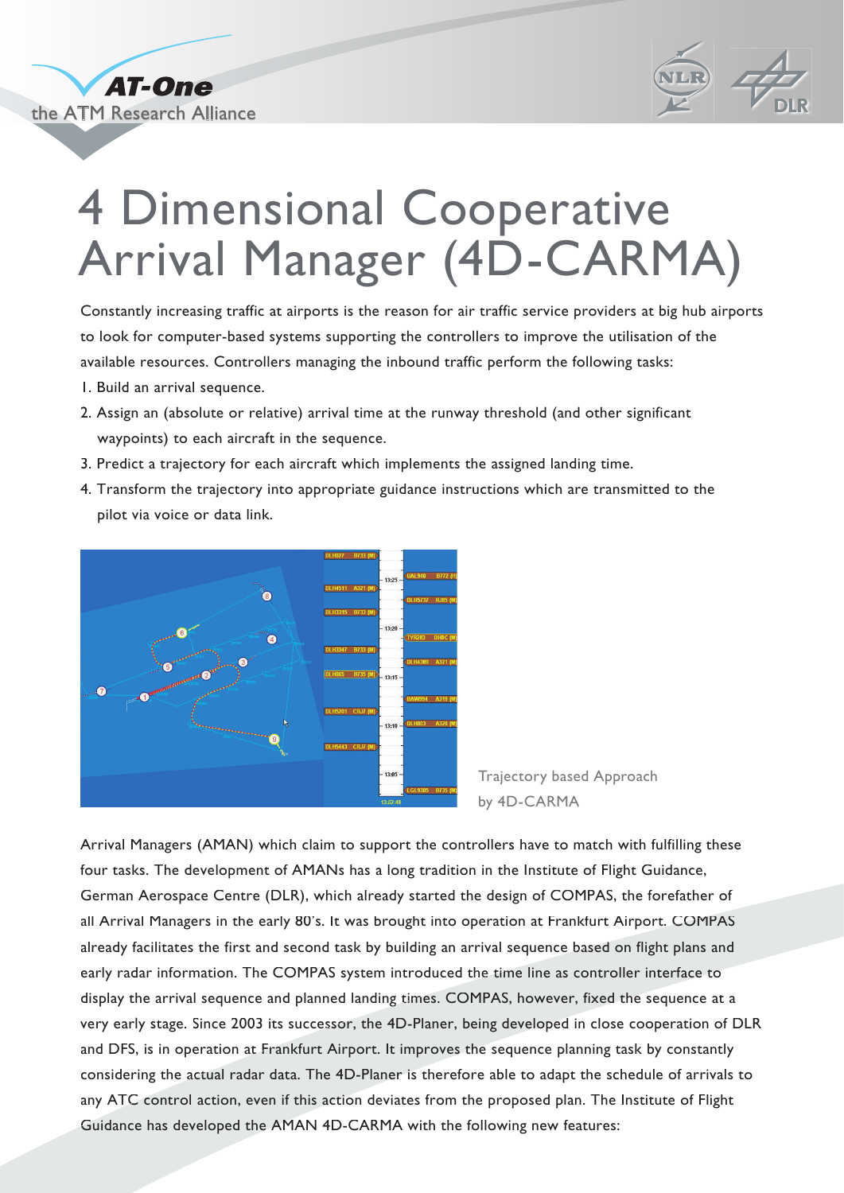# 4 Dimensional Cooperative Arrival Manager (4D-CARMA)

Constantly increasing traffic at airports is the reason for air traffic service providers at big hub airports to look for computer-based systems supporting the controllers to improve the utilisation of the available resources. Controllers managing the inbound traffic perform the following tasks:

1. Build an arrival sequence.
2. Assign an (absolute or relative) arrival time at the runway threshold (and other significant waypoints) to each aircraft in the sequence.
3. Predict a trajectory for each aircraft which implements the assigned landing time.
4. Transform the trajectory into appropriate guidance instructions which are transmitted to the pilot via voice or data link.

Trajectory based Approach by 4D-CARMA

Arrival Managers (AMAN) which claim to support the controllers have to match with fulfilling these four tasks. The development of AMANs has a long tradition in the Institute of Flight Guidance, German Aerospace Centre (DLR), which already started the design of COMPAS, the forefather of all Arrival Managers in the early 80's. It was brought into operation at Frankfurt Airport. COMPAS already facilitates the first and second task by building an arrival sequence based on flight plans and early radar information. The COMPAS system introduced the time line as controller interface to display the arrival sequence and planned landing times. COMPAS, however, fixed the sequence at a very early stage. Since 2003 its successor, the 4D-Planer, being developed in close cooperation of DLR and DFS, is in operation at Frankfurt Airport. It improves the sequence planning task by constantly considering the actual radar data. The 4D-Planer is therefore able to adapt the schedule of arrivals to any ATC control action, even if this action deviates from the proposed plan. The Institute of Flight Guidance has developed the AMAN 4D-CARMA with the following new features: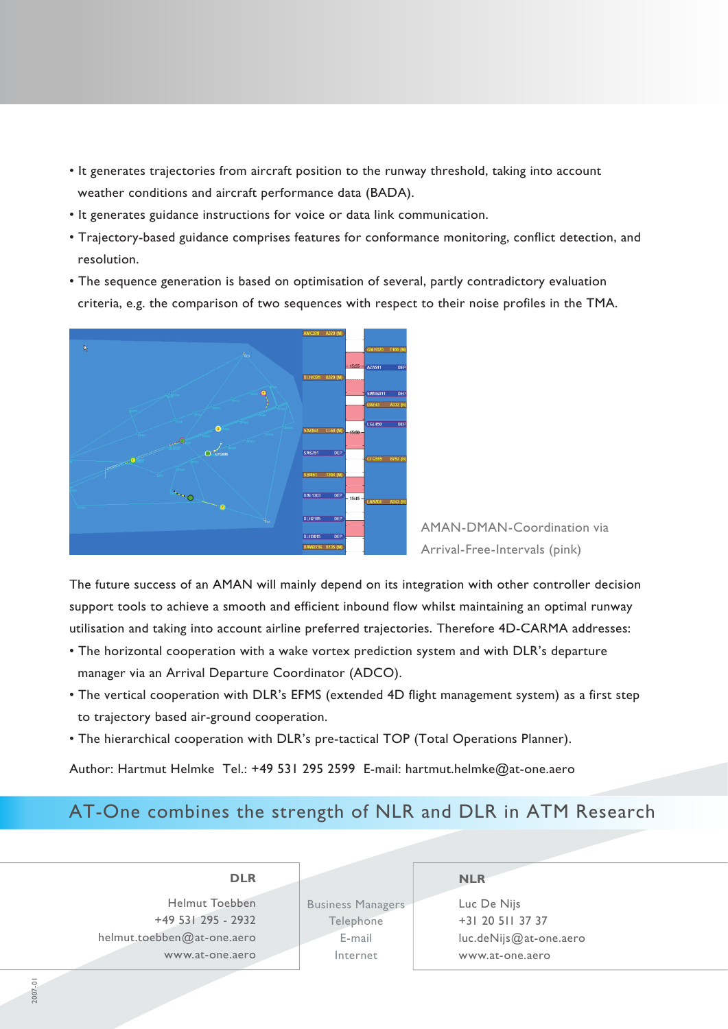- It generates trajectories from aircraft position to the runway threshold, taking into account weather conditions and aircraft performance data (BADA).
- It generates guidance instructions for voice or data link communication.
- Trajectory-based guidance comprises features for conformance monitoring, conflict detection, and resolution.
- The sequence generation is based on optimisation of several, partly contradictory evaluation criteria, e.g. the comparison of two sequences with respect to their noise profiles in the TMA.

AMAN-DMAN-Coordination via Arrival-Free-Intervals (pink)

The future success of an AMAN will mainly depend on its integration with other controller decision support tools to achieve a smooth and efficient inbound flow whilst maintaining an optimal runway utilisation and taking into account airline preferred trajectories. Therefore 4D-CARMA addresses:

- The horizontal cooperation with a wake vortex prediction system and with DLR's departure manager via an Arrival Departure Coordinator (ADCO).
- The vertical cooperation with DLR's EFMS (extended 4D flight management system) as a first step to trajectory based air-ground cooperation.
- The hierarchical cooperation with DLR's pre-tactical TOP (Total Operations Planner).

Author: Hartmut Helmke Tel.: +49 531 295 2599 E-mail: hartmut.helmke@at-one.aero

## AT-One combines the strength of NLR and DLR in ATM Research

| DLR | Business Managers | NLR |
|---|---|---|
| Helmut Toebben | | Luc De Nijs |
| +49 531 295 - 2932 | Telephone | +31 20 511 37 37 |
| helmut.toebben@at-one.aero | E-mail | luc.deNijs@at-one.aero |
| www.at-one.aero | Internet | www.at-one.aero |

2007-01